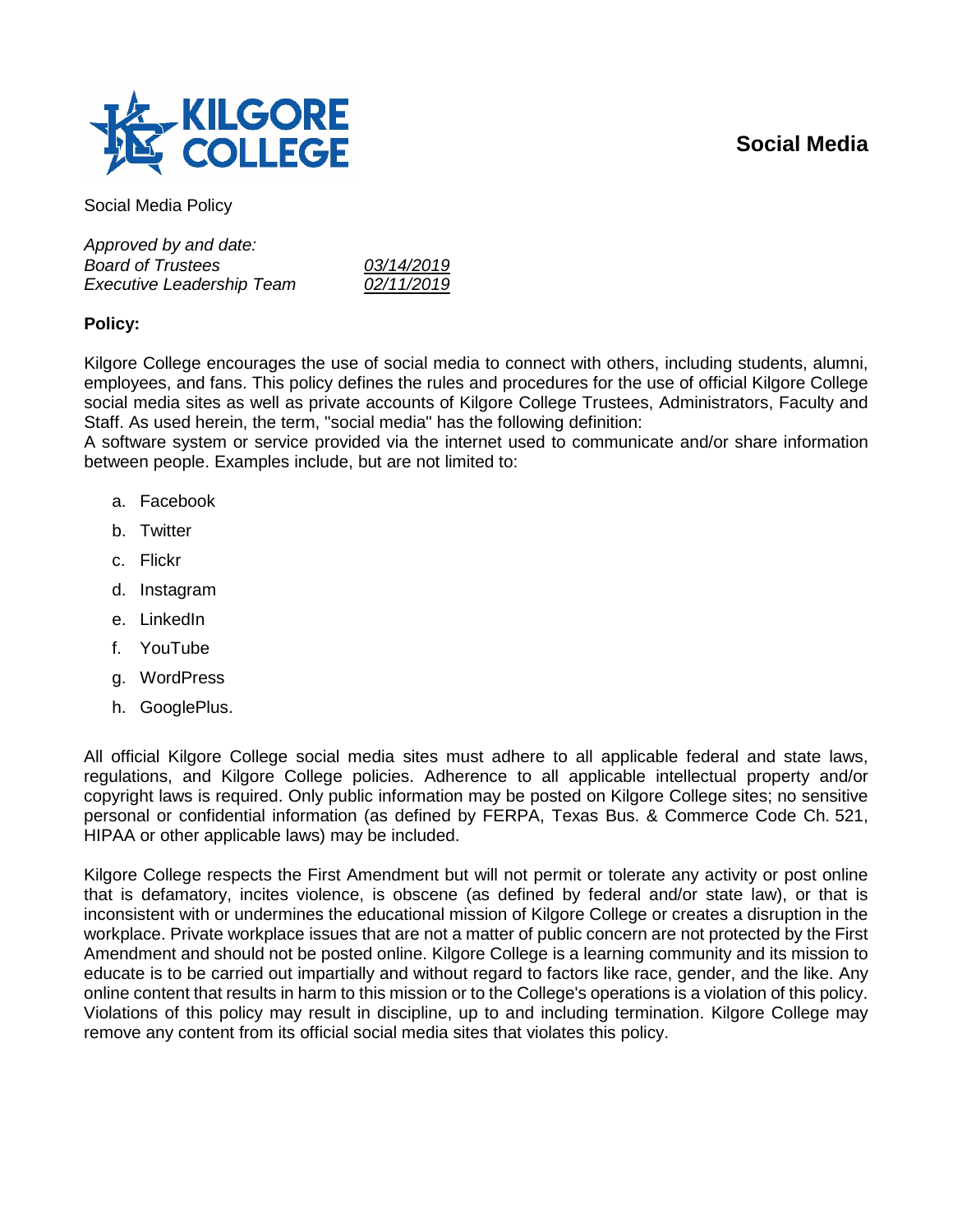# Social Media

Social Media Policy

*Approved by and date:*

| | |
|---|---|
| *Board of Trustees* | *03/14/2019* |
| *Executive Leadership Team* | *02/11/2019* |

**Policy:**

Kilgore College encourages the use of social media to connect with others, including students, alumni, employees, and fans. This policy defines the rules and procedures for the use of official Kilgore College social media sites as well as private accounts of Kilgore College Trustees, Administrators, Faculty and Staff. As used herein, the term, "social media" has the following definition:
A software system or service provided via the internet used to communicate and/or share information between people. Examples include, but are not limited to:

a. Facebook
b. Twitter
c. Flickr
d. Instagram
e. LinkedIn
f. YouTube
g. WordPress
h. GooglePlus.

All official Kilgore College social media sites must adhere to all applicable federal and state laws, regulations, and Kilgore College policies. Adherence to all applicable intellectual property and/or copyright laws is required. Only public information may be posted on Kilgore College sites; no sensitive personal or confidential information (as defined by FERPA, Texas Bus. & Commerce Code Ch. 521, HIPAA or other applicable laws) may be included.

Kilgore College respects the First Amendment but will not permit or tolerate any activity or post online that is defamatory, incites violence, is obscene (as defined by federal and/or state law), or that is inconsistent with or undermines the educational mission of Kilgore College or creates a disruption in the workplace. Private workplace issues that are not a matter of public concern are not protected by the First Amendment and should not be posted online. Kilgore College is a learning community and its mission to educate is to be carried out impartially and without regard to factors like race, gender, and the like. Any online content that results in harm to this mission or to the College's operations is a violation of this policy. Violations of this policy may result in discipline, up to and including termination. Kilgore College may remove any content from its official social media sites that violates this policy.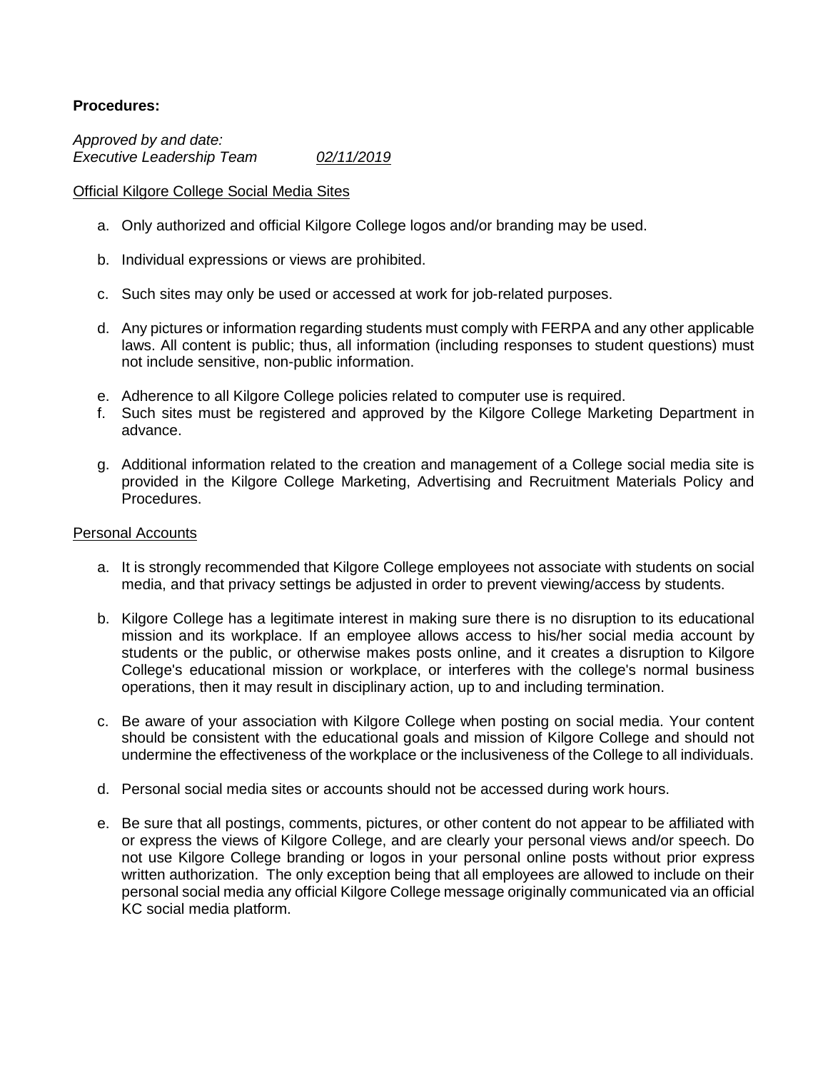**Procedures:**

*Approved by and date:*
*Executive Leadership Team* *02/11/2019*

Official Kilgore College Social Media Sites

a. Only authorized and official Kilgore College logos and/or branding may be used.

b. Individual expressions or views are prohibited.

c. Such sites may only be used or accessed at work for job-related purposes.

d. Any pictures or information regarding students must comply with FERPA and any other applicable laws. All content is public; thus, all information (including responses to student questions) must not include sensitive, non-public information.

e. Adherence to all Kilgore College policies related to computer use is required.

f. Such sites must be registered and approved by the Kilgore College Marketing Department in advance.

g. Additional information related to the creation and management of a College social media site is provided in the Kilgore College Marketing, Advertising and Recruitment Materials Policy and Procedures.

Personal Accounts

a. It is strongly recommended that Kilgore College employees not associate with students on social media, and that privacy settings be adjusted in order to prevent viewing/access by students.

b. Kilgore College has a legitimate interest in making sure there is no disruption to its educational mission and its workplace. If an employee allows access to his/her social media account by students or the public, or otherwise makes posts online, and it creates a disruption to Kilgore College's educational mission or workplace, or interferes with the college's normal business operations, then it may result in disciplinary action, up to and including termination.

c. Be aware of your association with Kilgore College when posting on social media. Your content should be consistent with the educational goals and mission of Kilgore College and should not undermine the effectiveness of the workplace or the inclusiveness of the College to all individuals.

d. Personal social media sites or accounts should not be accessed during work hours.

e. Be sure that all postings, comments, pictures, or other content do not appear to be affiliated with or express the views of Kilgore College, and are clearly your personal views and/or speech. Do not use Kilgore College branding or logos in your personal online posts without prior express written authorization. The only exception being that all employees are allowed to include on their personal social media any official Kilgore College message originally communicated via an official KC social media platform.